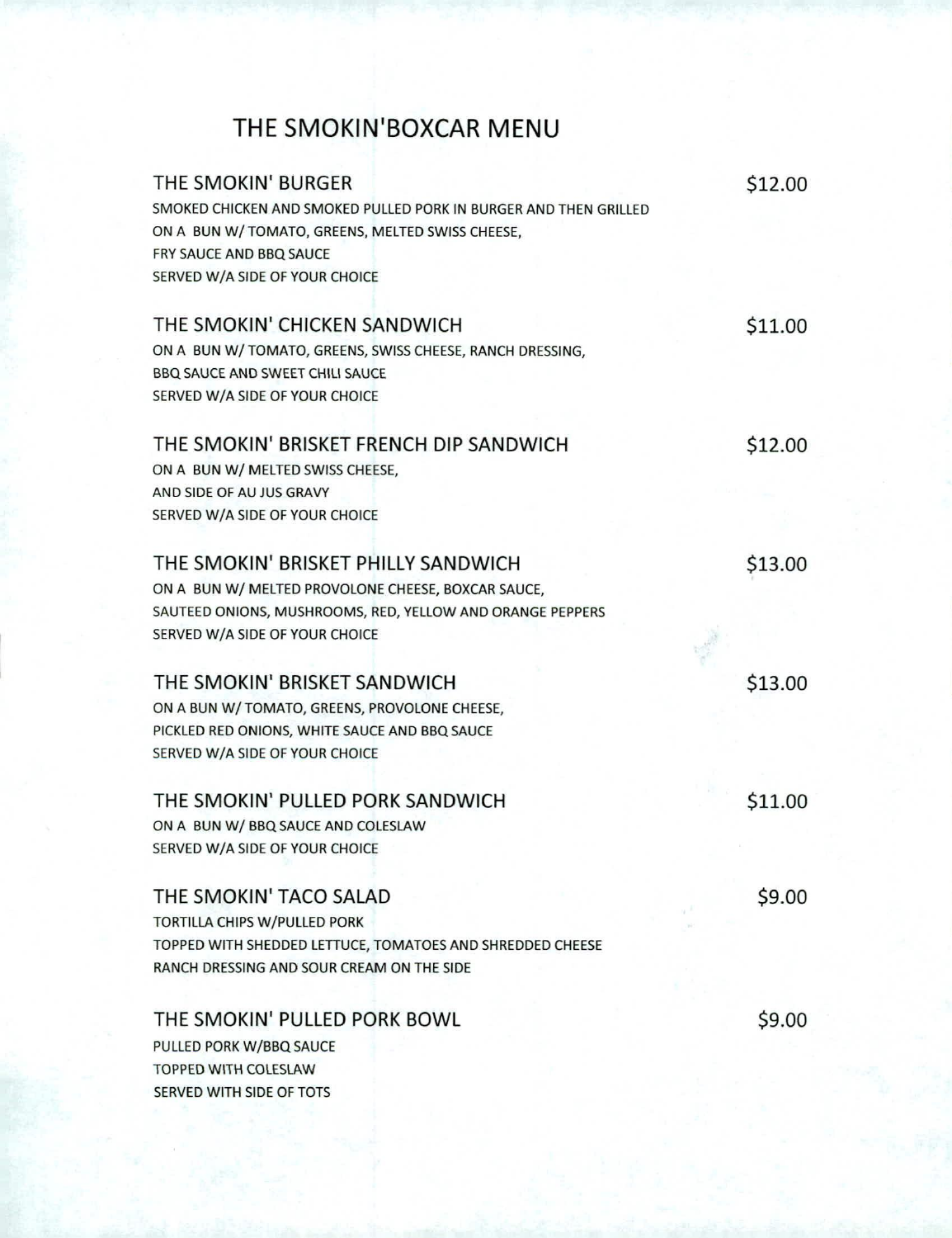# THE SMOKIN'BOXCAR MENU

## THE SMOKIN' BURGER — $12.00

SMOKED CHICKEN AND SMOKED PULLED PORK IN BURGER AND THEN GRILLED
ON A BUN W/ TOMATO, GREENS, MELTED SWISS CHEESE,
FRY SAUCE AND BBQ SAUCE
SERVED W/A SIDE OF YOUR CHOICE

## THE SMOKIN' CHICKEN SANDWICH — $11.00

ON A BUN W/ TOMATO, GREENS, SWISS CHEESE, RANCH DRESSING,
BBQ SAUCE AND SWEET CHILI SAUCE
SERVED W/A SIDE OF YOUR CHOICE

## THE SMOKIN' BRISKET FRENCH DIP SANDWICH — $12.00

ON A BUN W/ MELTED SWISS CHEESE,
AND SIDE OF AU JUS GRAVY
SERVED W/A SIDE OF YOUR CHOICE

## THE SMOKIN' BRISKET PHILLY SANDWICH — $13.00

ON A BUN W/ MELTED PROVOLONE CHEESE, BOXCAR SAUCE,
SAUTEED ONIONS, MUSHROOMS, RED, YELLOW AND ORANGE PEPPERS
SERVED W/A SIDE OF YOUR CHOICE

## THE SMOKIN' BRISKET SANDWICH — $13.00

ON A BUN W/ TOMATO, GREENS, PROVOLONE CHEESE,
PICKLED RED ONIONS, WHITE SAUCE AND BBQ SAUCE
SERVED W/A SIDE OF YOUR CHOICE

## THE SMOKIN' PULLED PORK SANDWICH — $11.00

ON A BUN W/ BBQ SAUCE AND COLESLAW
SERVED W/A SIDE OF YOUR CHOICE

## THE SMOKIN' TACO SALAD — $9.00

TORTILLA CHIPS W/PULLED PORK
TOPPED WITH SHEDDED LETTUCE, TOMATOES AND SHREDDED CHEESE
RANCH DRESSING AND SOUR CREAM ON THE SIDE

## THE SMOKIN' PULLED PORK BOWL — $9.00

PULLED PORK W/BBQ SAUCE
TOPPED WITH COLESLAW
SERVED WITH SIDE OF TOTS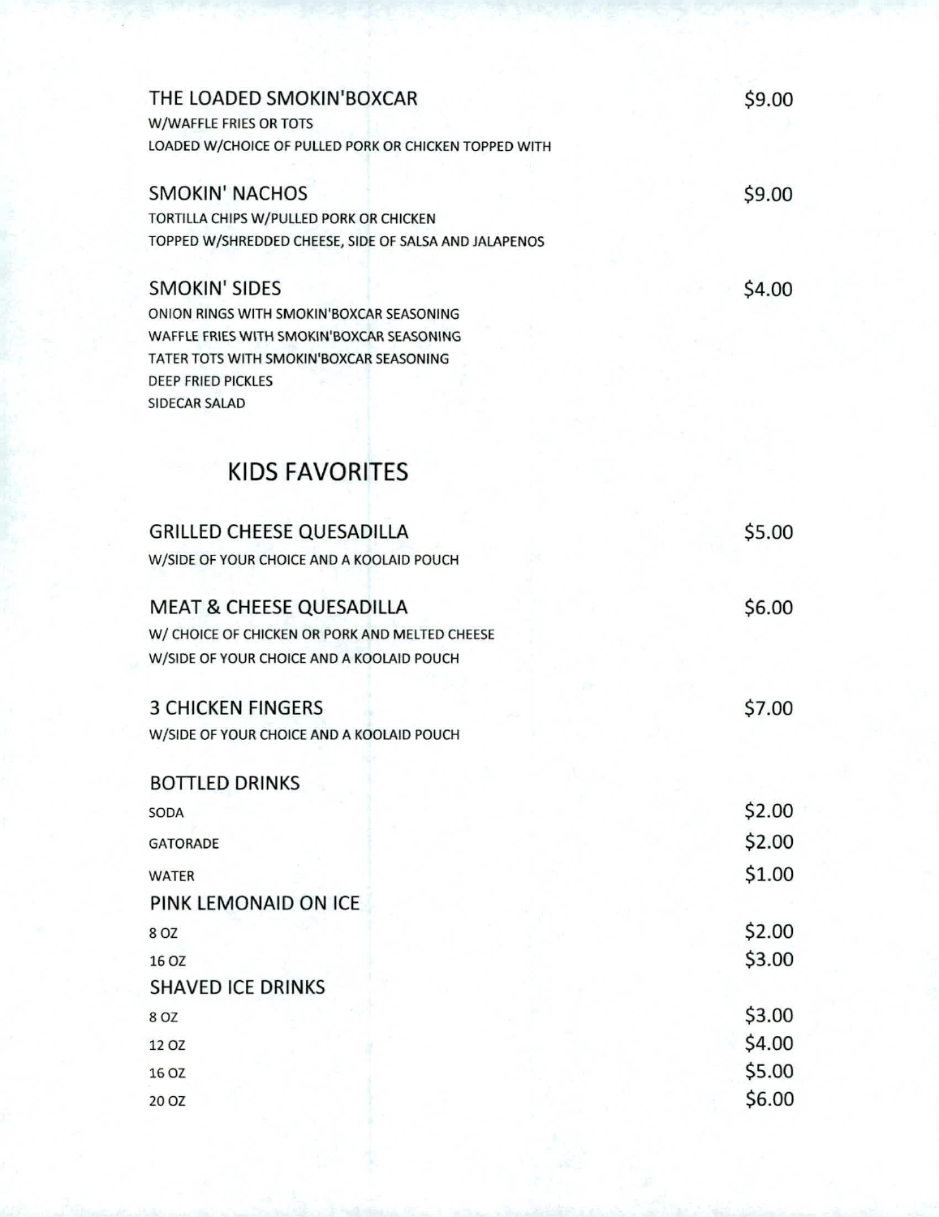### THE LOADED SMOKIN'BOXCAR — $9.00

W/WAFFLE FRIES OR TOTS
LOADED W/CHOICE OF PULLED PORK OR CHICKEN TOPPED WITH

### SMOKIN' NACHOS — $9.00

TORTILLA CHIPS W/PULLED PORK OR CHICKEN
TOPPED W/SHREDDED CHEESE, SIDE OF SALSA AND JALAPENOS

### SMOKIN' SIDES — $4.00

ONION RINGS WITH SMOKIN'BOXCAR SEASONING
WAFFLE FRIES WITH SMOKIN'BOXCAR SEASONING
TATER TOTS WITH SMOKIN'BOXCAR SEASONING
DEEP FRIED PICKLES
SIDECAR SALAD

## KIDS FAVORITES

### GRILLED CHEESE QUESADILLA — $5.00

W/SIDE OF YOUR CHOICE AND A KOOLAID POUCH

### MEAT & CHEESE QUESADILLA — $6.00

W/ CHOICE OF CHICKEN OR PORK AND MELTED CHEESE
W/SIDE OF YOUR CHOICE AND A KOOLAID POUCH

### 3 CHICKEN FINGERS — $7.00

W/SIDE OF YOUR CHOICE AND A KOOLAID POUCH

### BOTTLED DRINKS

| | |
|---|---|
| SODA | $2.00 |
| GATORADE | $2.00 |
| WATER | $1.00 |

### PINK LEMONAID ON ICE

| | |
|---|---|
| 8 OZ | $2.00 |
| 16 OZ | $3.00 |

### SHAVED ICE DRINKS

| | |
|---|---|
| 8 OZ | $3.00 |
| 12 OZ | $4.00 |
| 16 OZ | $5.00 |
| 20 OZ | $6.00 |